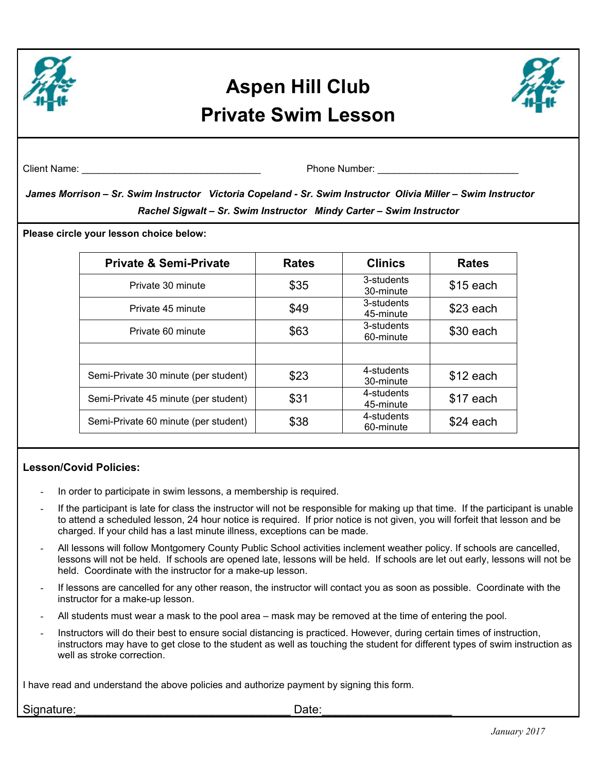# Aspen Hill Club
# Private Swim Lesson

Client Name: ________________________________ Phone Number: __________________________

***James Morrison – Sr. Swim Instructor   Victoria Copeland - Sr. Swim Instructor   Olivia Miller – Swim Instructor***
***Rachel Sigwalt – Sr. Swim Instructor   Mindy Carter – Swim Instructor***

**Please circle your lesson choice below:**

| Private & Semi-Private | Rates | Clinics | Rates |
|---|---|---|---|
| Private 30 minute | $35 | 3-students 30-minute | $15 each |
| Private 45 minute | $49 | 3-students 45-minute | $23 each |
| Private 60 minute | $63 | 3-students 60-minute | $30 each |
| | | | |
| Semi-Private 30 minute (per student) | $23 | 4-students 30-minute | $12 each |
| Semi-Private 45 minute (per student) | $31 | 4-students 45-minute | $17 each |
| Semi-Private 60 minute (per student) | $38 | 4-students 60-minute | $24 each |

**Lesson/Covid Policies:**

- In order to participate in swim lessons, a membership is required.
- If the participant is late for class the instructor will not be responsible for making up that time. If the participant is unable to attend a scheduled lesson, 24 hour notice is required. If prior notice is not given, you will forfeit that lesson and be charged. If your child has a last minute illness, exceptions can be made.
- All lessons will follow Montgomery County Public School activities inclement weather policy. If schools are cancelled, lessons will not be held. If schools are opened late, lessons will be held. If schools are let out early, lessons will not be held. Coordinate with the instructor for a make-up lesson.
- If lessons are cancelled for any other reason, the instructor will contact you as soon as possible. Coordinate with the instructor for a make-up lesson.
- All students must wear a mask to the pool area – mask may be removed at the time of entering the pool.
- Instructors will do their best to ensure social distancing is practiced. However, during certain times of instruction, instructors may have to get close to the student as well as touching the student for different types of swim instruction as well as stroke correction.

I have read and understand the above policies and authorize payment by signing this form.

Signature:________________________________ Date:____________________

*January 2017*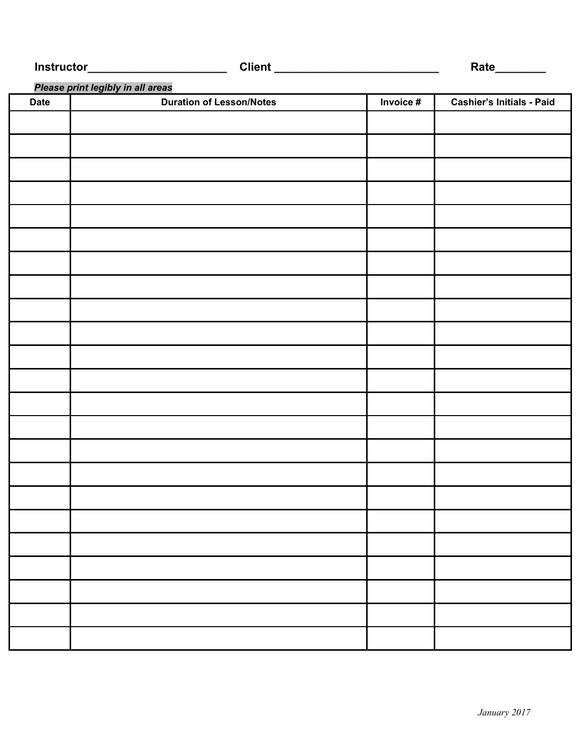**Instructor_____________________ Client _________________________ Rate________**

***Please print legibly in all areas***

| Date | Duration of Lesson/Notes | Invoice # | Cashier's Initials - Paid |
|---|---|---|---|
| | | | |
| | | | |
| | | | |
| | | | |
| | | | |
| | | | |
| | | | |
| | | | |
| | | | |
| | | | |
| | | | |
| | | | |
| | | | |
| | | | |
| | | | |
| | | | |
| | | | |
| | | | |
| | | | |
| | | | |
| | | | |
| | | | |
| | | | |

*January 2017*